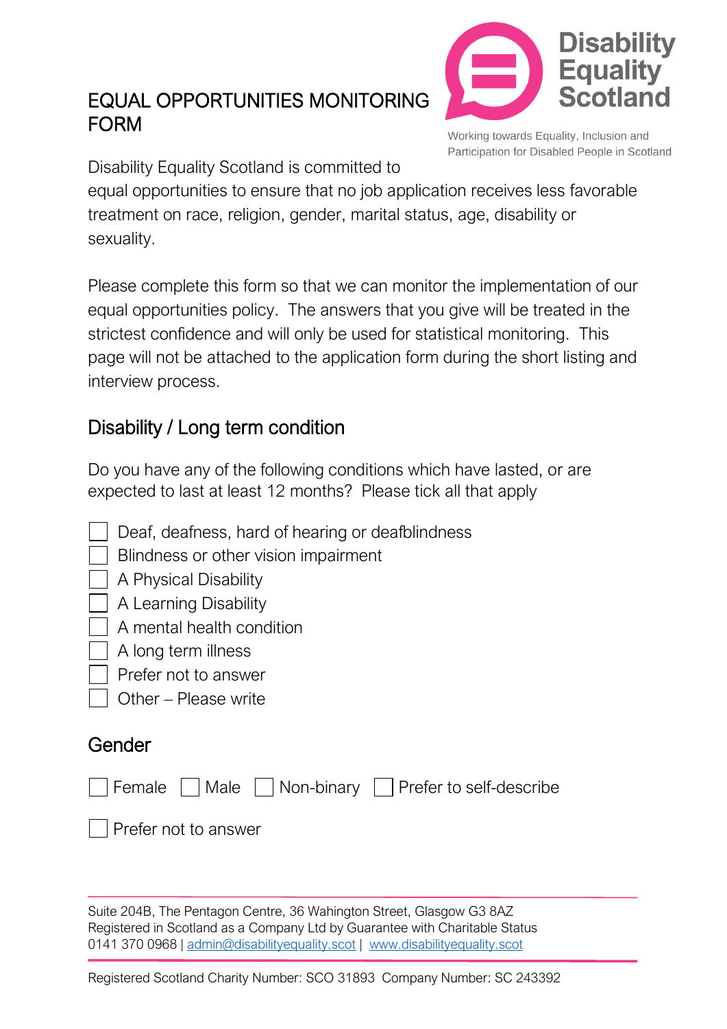# EQUAL OPPORTUNITIES MONITORING FORM

Disability Equality Scotland

Working towards Equality, Inclusion and Participation for Disabled People in Scotland

Disability Equality Scotland is committed to equal opportunities to ensure that no job application receives less favorable treatment on race, religion, gender, marital status, age, disability or sexuality.

Please complete this form so that we can monitor the implementation of our equal opportunities policy. The answers that you give will be treated in the strictest confidence and will only be used for statistical monitoring. This page will not be attached to the application form during the short listing and interview process.

## Disability / Long term condition

Do you have any of the following conditions which have lasted, or are expected to last at least 12 months? Please tick all that apply

- ☐ Deaf, deafness, hard of hearing or deafblindness
- ☐ Blindness or other vision impairment
- ☐ A Physical Disability
- ☐ A Learning Disability
- ☐ A mental health condition
- ☐ A long term illness
- ☐ Prefer not to answer
- ☐ Other – Please write

## Gender

☐ Female ☐ Male ☐ Non-binary ☐ Prefer to self-describe

☐ Prefer not to answer

---

Suite 204B, The Pentagon Centre, 36 Wahington Street, Glasgow G3 8AZ
Registered in Scotland as a Company Ltd by Guarantee with Charitable Status
0141 370 0968 | admin@disabilityequality.scot | www.disabilityequality.scot

Registered Scotland Charity Number: SCO 31893 Company Number: SC 243392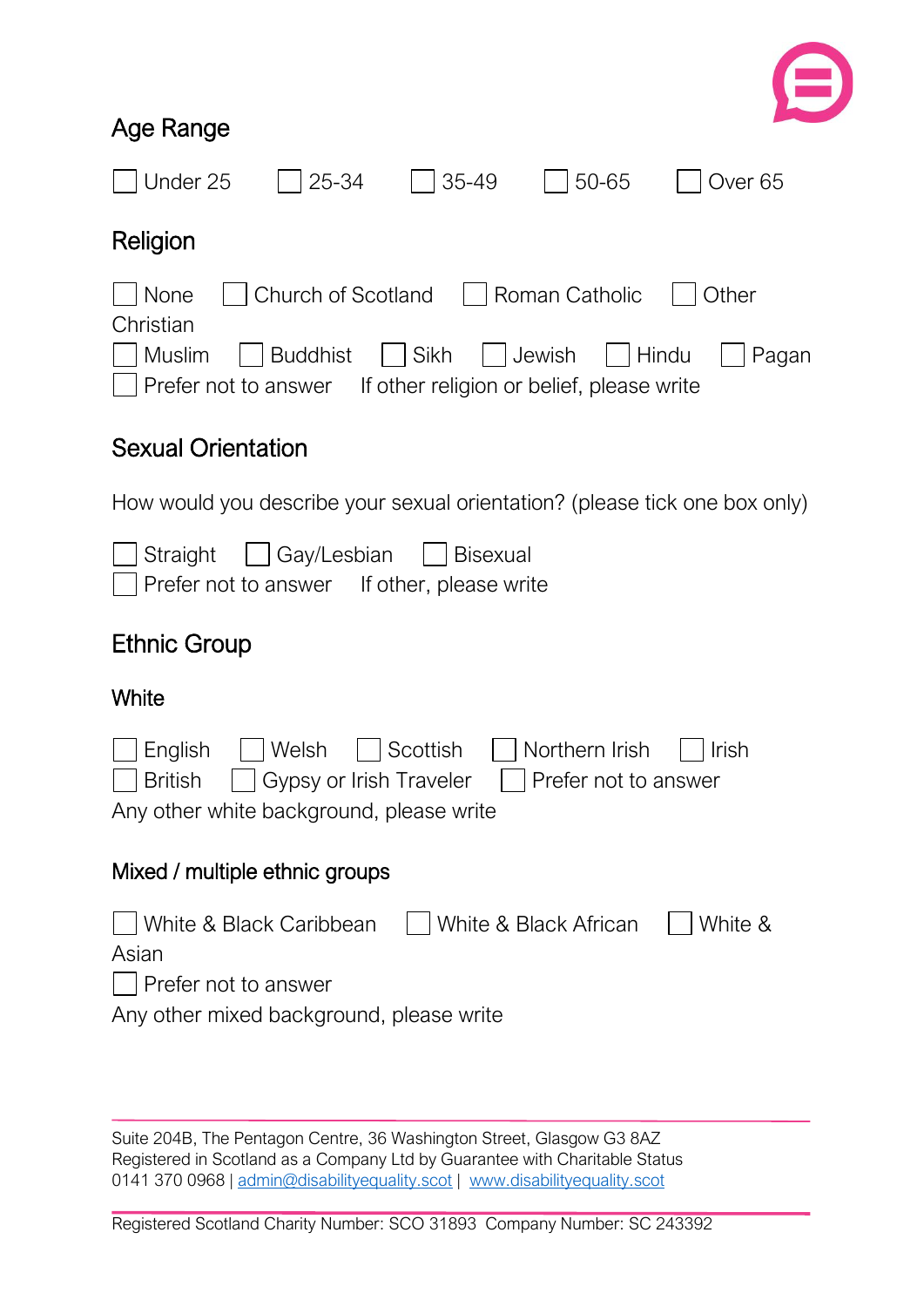## Age Range

☐ Under 25 ☐ 25-34 ☐ 35-49 ☐ 50-65 ☐ Over 65

## Religion

☐ None ☐ Church of Scotland ☐ Roman Catholic ☐ Other Christian
☐ Muslim ☐ Buddhist ☐ Sikh ☐ Jewish ☐ Hindu ☐ Pagan
☐ Prefer not to answer If other religion or belief, please write

## Sexual Orientation

How would you describe your sexual orientation? (please tick one box only)

☐ Straight ☐ Gay/Lesbian ☐ Bisexual
☐ Prefer not to answer If other, please write

## Ethnic Group

### White

☐ English ☐ Welsh ☐ Scottish ☐ Northern Irish ☐ Irish
☐ British ☐ Gypsy or Irish Traveler ☐ Prefer not to answer
Any other white background, please write

### Mixed / multiple ethnic groups

☐ White & Black Caribbean ☐ White & Black African ☐ White & Asian
☐ Prefer not to answer
Any other mixed background, please write

Suite 204B, The Pentagon Centre, 36 Washington Street, Glasgow G3 8AZ
Registered in Scotland as a Company Ltd by Guarantee with Charitable Status
0141 370 0968 | admin@disabilityequality.scot | www.disabilityequality.scot

Registered Scotland Charity Number: SCO 31893 Company Number: SC 243392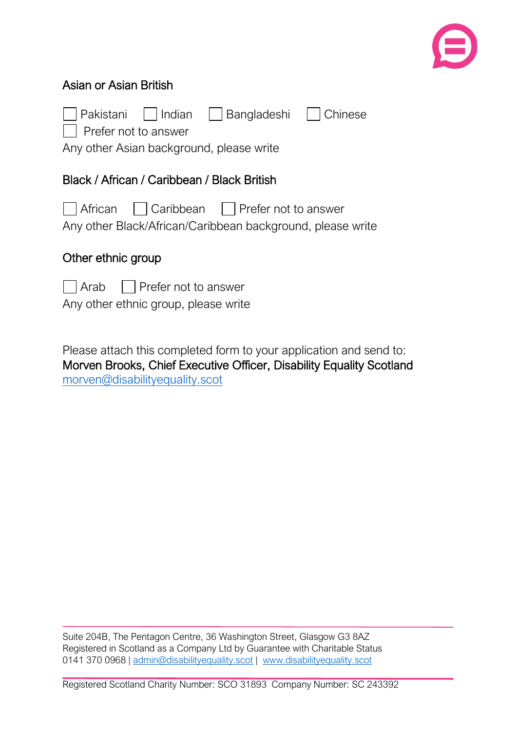### Asian or Asian British

☐ Pakistani ☐ Indian ☐ Bangladeshi ☐ Chinese
☐ Prefer not to answer
Any other Asian background, please write

### Black / African / Caribbean / Black British

☐ African ☐ Caribbean ☐ Prefer not to answer
Any other Black/African/Caribbean background, please write

### Other ethnic group

☐ Arab ☐ Prefer not to answer
Any other ethnic group, please write

Please attach this completed form to your application and send to:
**Morven Brooks, Chief Executive Officer, Disability Equality Scotland**
morven@disabilityequality.scot

Suite 204B, The Pentagon Centre, 36 Washington Street, Glasgow G3 8AZ
Registered in Scotland as a Company Ltd by Guarantee with Charitable Status
0141 370 0968 | admin@disabilityequality.scot | www.disabilityequality.scot

Registered Scotland Charity Number: SCO 31893 Company Number: SC 243392